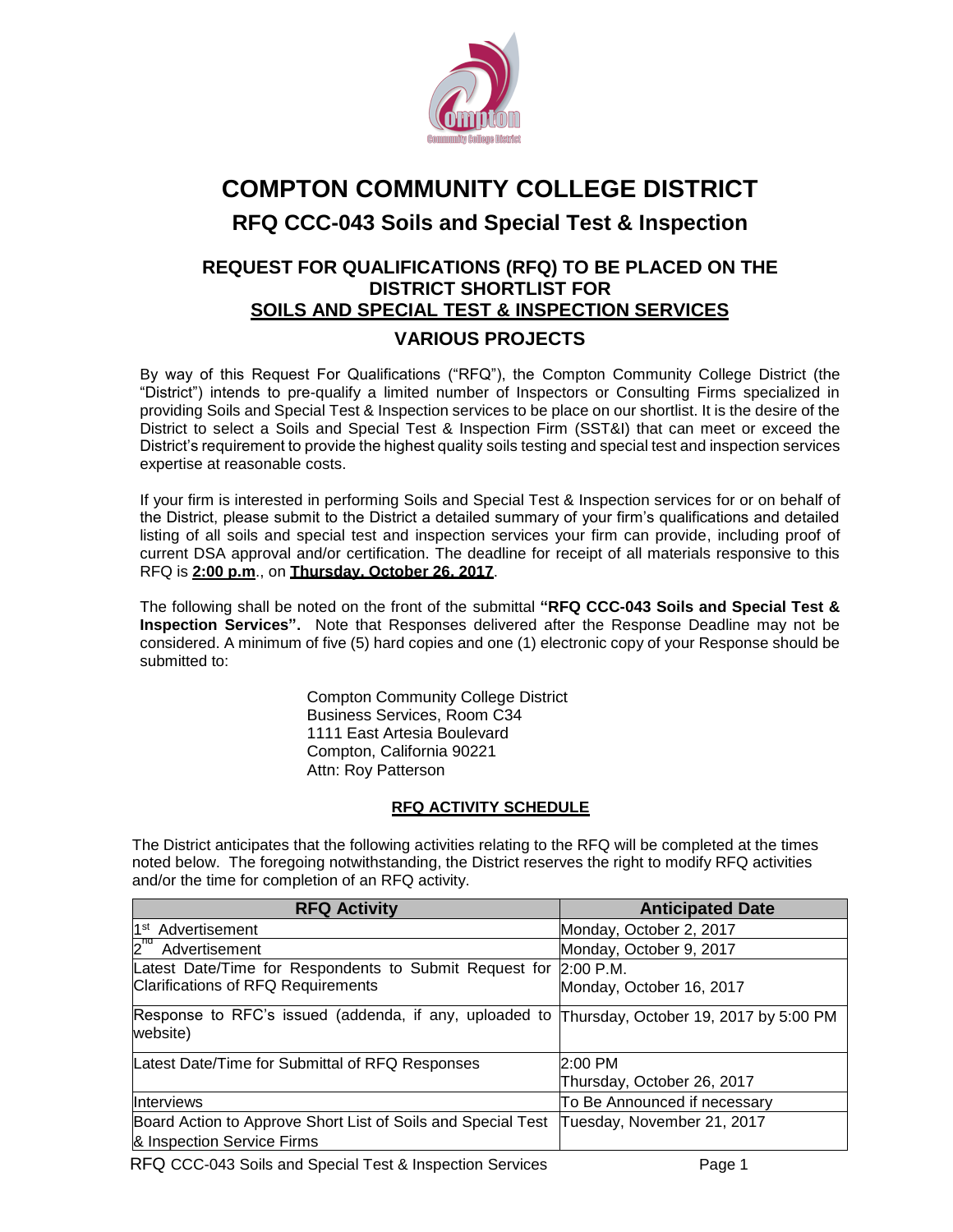# COMPTON COMMUNITY COLLEGE DISTRICT

## RFQ CCC-043 Soils and Special Test & Inspection

### REQUEST FOR QUALIFICATIONS (RFQ) TO BE PLACED ON THE DISTRICT SHORTLIST FOR SOILS AND SPECIAL TEST & INSPECTION SERVICES

### VARIOUS PROJECTS

By way of this Request For Qualifications ("RFQ"), the Compton Community College District (the "District") intends to pre-qualify a limited number of Inspectors or Consulting Firms specialized in providing Soils and Special Test & Inspection services to be place on our shortlist. It is the desire of the District to select a Soils and Special Test & Inspection Firm (SST&I) that can meet or exceed the District's requirement to provide the highest quality soils testing and special test and inspection services expertise at reasonable costs.

If your firm is interested in performing Soils and Special Test & Inspection services for or on behalf of the District, please submit to the District a detailed summary of your firm's qualifications and detailed listing of all soils and special test and inspection services your firm can provide, including proof of current DSA approval and/or certification. The deadline for receipt of all materials responsive to this RFQ is **2:00 p.m**., on **Thursday, October 26, 2017**.

The following shall be noted on the front of the submittal **"RFQ CCC-043 Soils and Special Test & Inspection Services".** Note that Responses delivered after the Response Deadline may not be considered. A minimum of five (5) hard copies and one (1) electronic copy of your Response should be submitted to:

Compton Community College District
Business Services, Room C34
1111 East Artesia Boulevard
Compton, California 90221
Attn: Roy Patterson

**RFQ ACTIVITY SCHEDULE**

The District anticipates that the following activities relating to the RFQ will be completed at the times noted below. The foregoing notwithstanding, the District reserves the right to modify RFQ activities and/or the time for completion of an RFQ activity.

| RFQ Activity | Anticipated Date |
|---|---|
| 1st Advertisement | Monday, October 2, 2017 |
| 2nd Advertisement | Monday, October 9, 2017 |
| Latest Date/Time for Respondents to Submit Request for Clarifications of RFQ Requirements | 2:00 P.M. Monday, October 16, 2017 |
| Response to RFC's issued (addenda, if any, uploaded to website) | Thursday, October 19, 2017 by 5:00 PM |
| Latest Date/Time for Submittal of RFQ Responses | 2:00 PM Thursday, October 26, 2017 |
| Interviews | To Be Announced if necessary |
| Board Action to Approve Short List of Soils and Special Test & Inspection Service Firms | Tuesday, November 21, 2017 |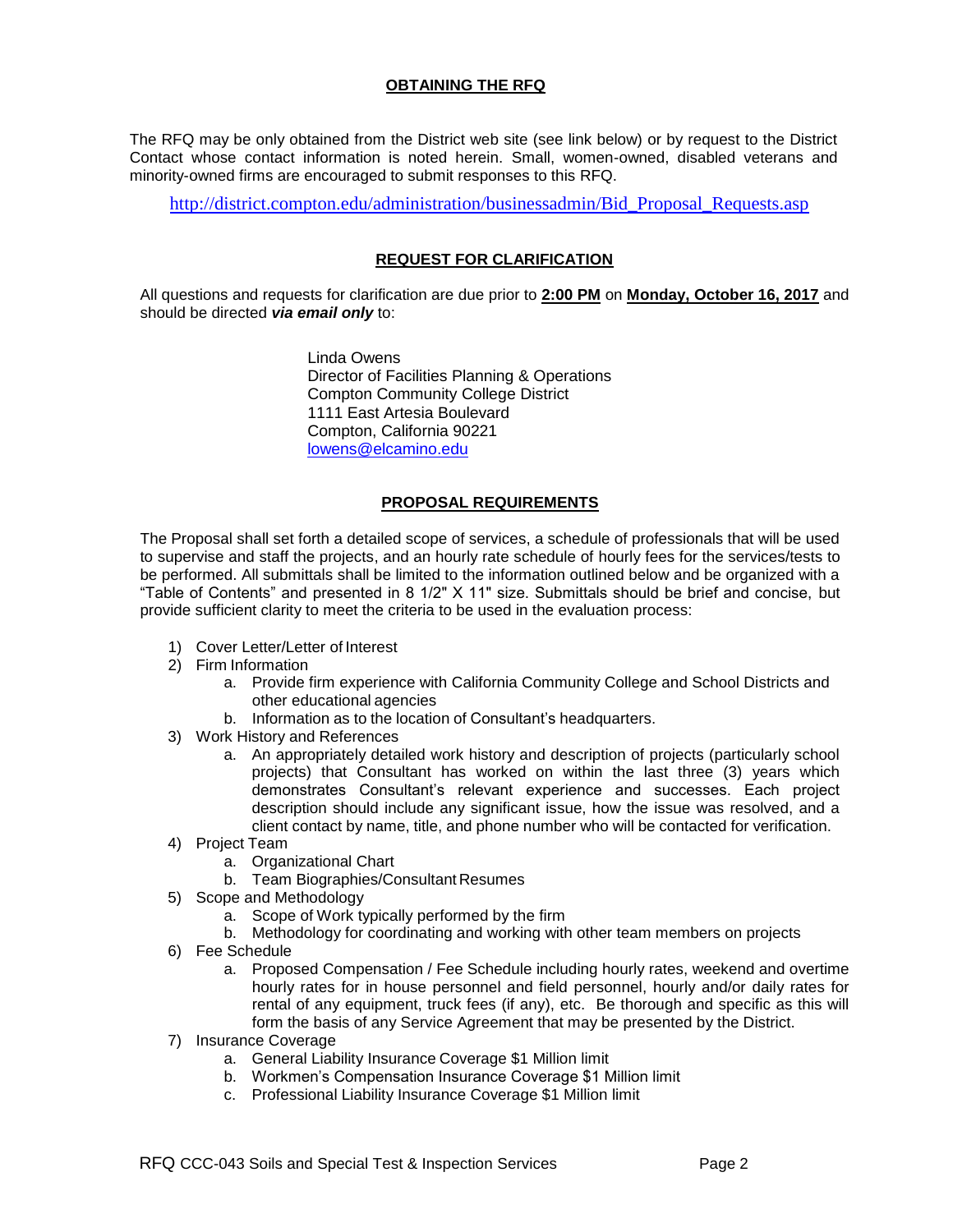## OBTAINING THE RFQ

The RFQ may be only obtained from the District web site (see link below) or by request to the District Contact whose contact information is noted herein. Small, women-owned, disabled veterans and minority-owned firms are encouraged to submit responses to this RFQ.

http://district.compton.edu/administration/businessadmin/Bid_Proposal_Requests.asp

## REQUEST FOR CLARIFICATION

All questions and requests for clarification are due prior to **2:00 PM** on **Monday, October 16, 2017** and should be directed ***via email only*** to:

Linda Owens
Director of Facilities Planning & Operations
Compton Community College District
1111 East Artesia Boulevard
Compton, California 90221
lowens@elcamino.edu

## PROPOSAL REQUIREMENTS

The Proposal shall set forth a detailed scope of services, a schedule of professionals that will be used to supervise and staff the projects, and an hourly rate schedule of hourly fees for the services/tests to be performed. All submittals shall be limited to the information outlined below and be organized with a "Table of Contents" and presented in 8 1/2" X 11" size. Submittals should be brief and concise, but provide sufficient clarity to meet the criteria to be used in the evaluation process:

1) Cover Letter/Letter of Interest
2) Firm Information
   a. Provide firm experience with California Community College and School Districts and other educational agencies
   b. Information as to the location of Consultant's headquarters.
3) Work History and References
   a. An appropriately detailed work history and description of projects (particularly school projects) that Consultant has worked on within the last three (3) years which demonstrates Consultant's relevant experience and successes. Each project description should include any significant issue, how the issue was resolved, and a client contact by name, title, and phone number who will be contacted for verification.
4) Project Team
   a. Organizational Chart
   b. Team Biographies/Consultant Resumes
5) Scope and Methodology
   a. Scope of Work typically performed by the firm
   b. Methodology for coordinating and working with other team members on projects
6) Fee Schedule
   a. Proposed Compensation / Fee Schedule including hourly rates, weekend and overtime hourly rates for in house personnel and field personnel, hourly and/or daily rates for rental of any equipment, truck fees (if any), etc. Be thorough and specific as this will form the basis of any Service Agreement that may be presented by the District.
7) Insurance Coverage
   a. General Liability Insurance Coverage $1 Million limit
   b. Workmen's Compensation Insurance Coverage $1 Million limit
   c. Professional Liability Insurance Coverage $1 Million limit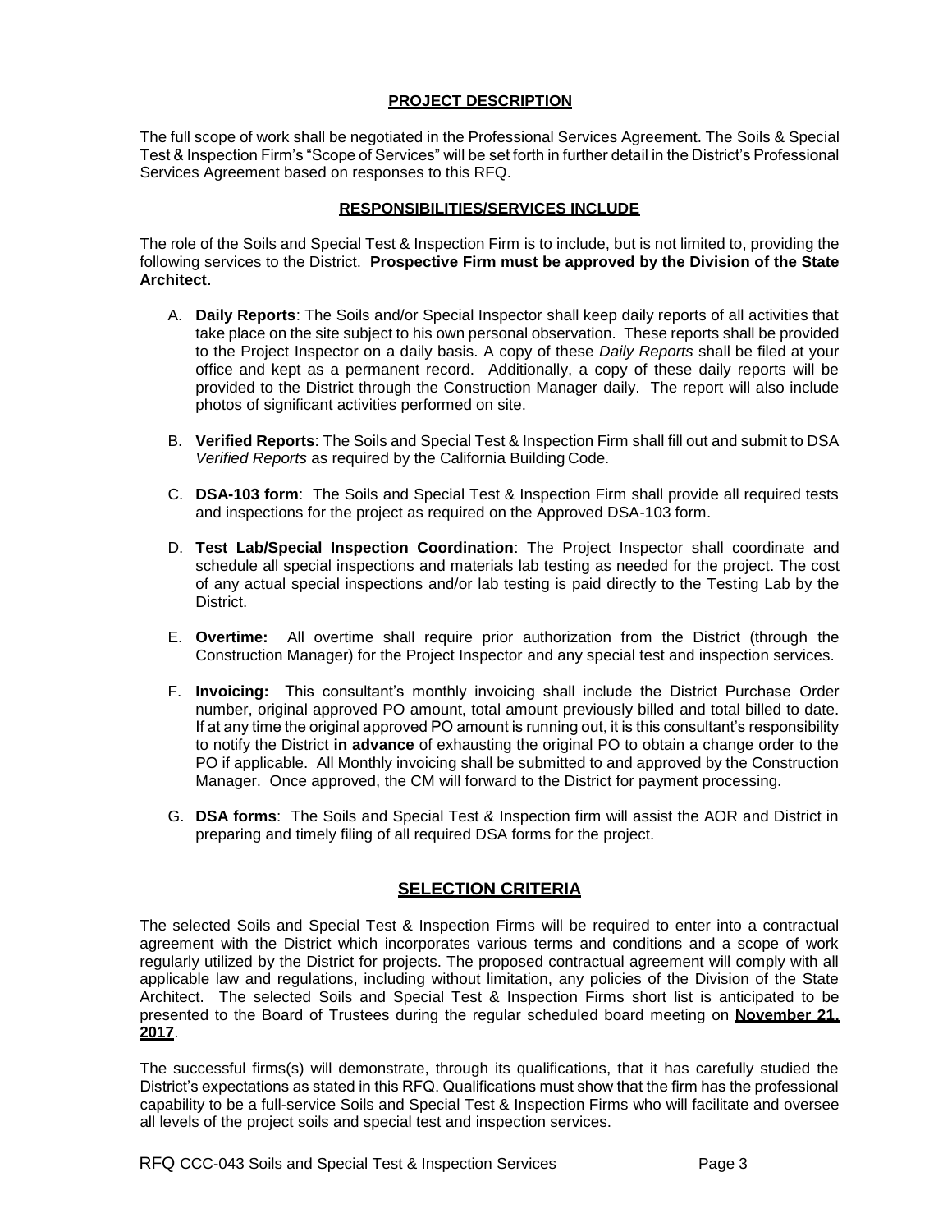## PROJECT DESCRIPTION

The full scope of work shall be negotiated in the Professional Services Agreement. The Soils & Special Test & Inspection Firm's "Scope of Services" will be set forth in further detail in the District's Professional Services Agreement based on responses to this RFQ.

## RESPONSIBILITIES/SERVICES INCLUDE

The role of the Soils and Special Test & Inspection Firm is to include, but is not limited to, providing the following services to the District. **Prospective Firm must be approved by the Division of the State Architect.**

A. **Daily Reports**: The Soils and/or Special Inspector shall keep daily reports of all activities that take place on the site subject to his own personal observation. These reports shall be provided to the Project Inspector on a daily basis. A copy of these *Daily Reports* shall be filed at your office and kept as a permanent record. Additionally, a copy of these daily reports will be provided to the District through the Construction Manager daily. The report will also include photos of significant activities performed on site.

B. **Verified Reports**: The Soils and Special Test & Inspection Firm shall fill out and submit to DSA *Verified Reports* as required by the California Building Code.

C. **DSA-103 form**: The Soils and Special Test & Inspection Firm shall provide all required tests and inspections for the project as required on the Approved DSA-103 form.

D. **Test Lab/Special Inspection Coordination**: The Project Inspector shall coordinate and schedule all special inspections and materials lab testing as needed for the project. The cost of any actual special inspections and/or lab testing is paid directly to the Testing Lab by the District.

E. **Overtime:** All overtime shall require prior authorization from the District (through the Construction Manager) for the Project Inspector and any special test and inspection services.

F. **Invoicing:** This consultant's monthly invoicing shall include the District Purchase Order number, original approved PO amount, total amount previously billed and total billed to date. If at any time the original approved PO amount is running out, it is this consultant's responsibility to notify the District **in advance** of exhausting the original PO to obtain a change order to the PO if applicable. All Monthly invoicing shall be submitted to and approved by the Construction Manager. Once approved, the CM will forward to the District for payment processing.

G. **DSA forms**: The Soils and Special Test & Inspection firm will assist the AOR and District in preparing and timely filing of all required DSA forms for the project.

## SELECTION CRITERIA

The selected Soils and Special Test & Inspection Firms will be required to enter into a contractual agreement with the District which incorporates various terms and conditions and a scope of work regularly utilized by the District for projects. The proposed contractual agreement will comply with all applicable law and regulations, including without limitation, any policies of the Division of the State Architect. The selected Soils and Special Test & Inspection Firms short list is anticipated to be presented to the Board of Trustees during the regular scheduled board meeting on **November 21, 2017**.

The successful firms(s) will demonstrate, through its qualifications, that it has carefully studied the District's expectations as stated in this RFQ. Qualifications must show that the firm has the professional capability to be a full-service Soils and Special Test & Inspection Firms who will facilitate and oversee all levels of the project soils and special test and inspection services.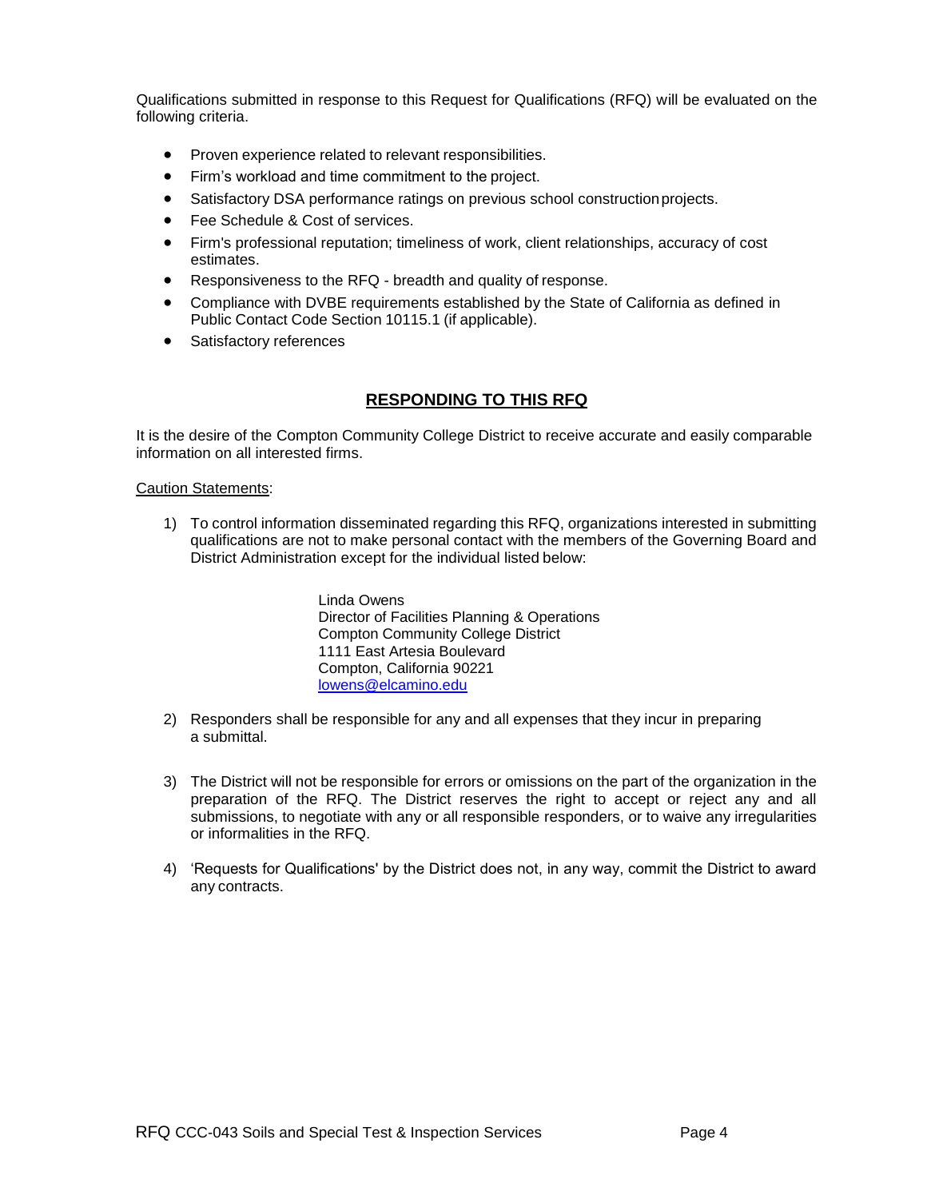Qualifications submitted in response to this Request for Qualifications (RFQ) will be evaluated on the following criteria.

- Proven experience related to relevant responsibilities.
- Firm's workload and time commitment to the project.
- Satisfactory DSA performance ratings on previous school construction projects.
- Fee Schedule & Cost of services.
- Firm's professional reputation; timeliness of work, client relationships, accuracy of cost estimates.
- Responsiveness to the RFQ - breadth and quality of response.
- Compliance with DVBE requirements established by the State of California as defined in Public Contact Code Section 10115.1 (if applicable).
- Satisfactory references

## RESPONDING TO THIS RFQ

It is the desire of the Compton Community College District to receive accurate and easily comparable information on all interested firms.

Caution Statements:

1) To control information disseminated regarding this RFQ, organizations interested in submitting qualifications are not to make personal contact with the members of the Governing Board and District Administration except for the individual listed below:

   Linda Owens
   Director of Facilities Planning & Operations
   Compton Community College District
   1111 East Artesia Boulevard
   Compton, California 90221
   lowens@elcamino.edu

2) Responders shall be responsible for any and all expenses that they incur in preparing a submittal.

3) The District will not be responsible for errors or omissions on the part of the organization in the preparation of the RFQ. The District reserves the right to accept or reject any and all submissions, to negotiate with any or all responsible responders, or to waive any irregularities or informalities in the RFQ.

4) 'Requests for Qualifications' by the District does not, in any way, commit the District to award any contracts.